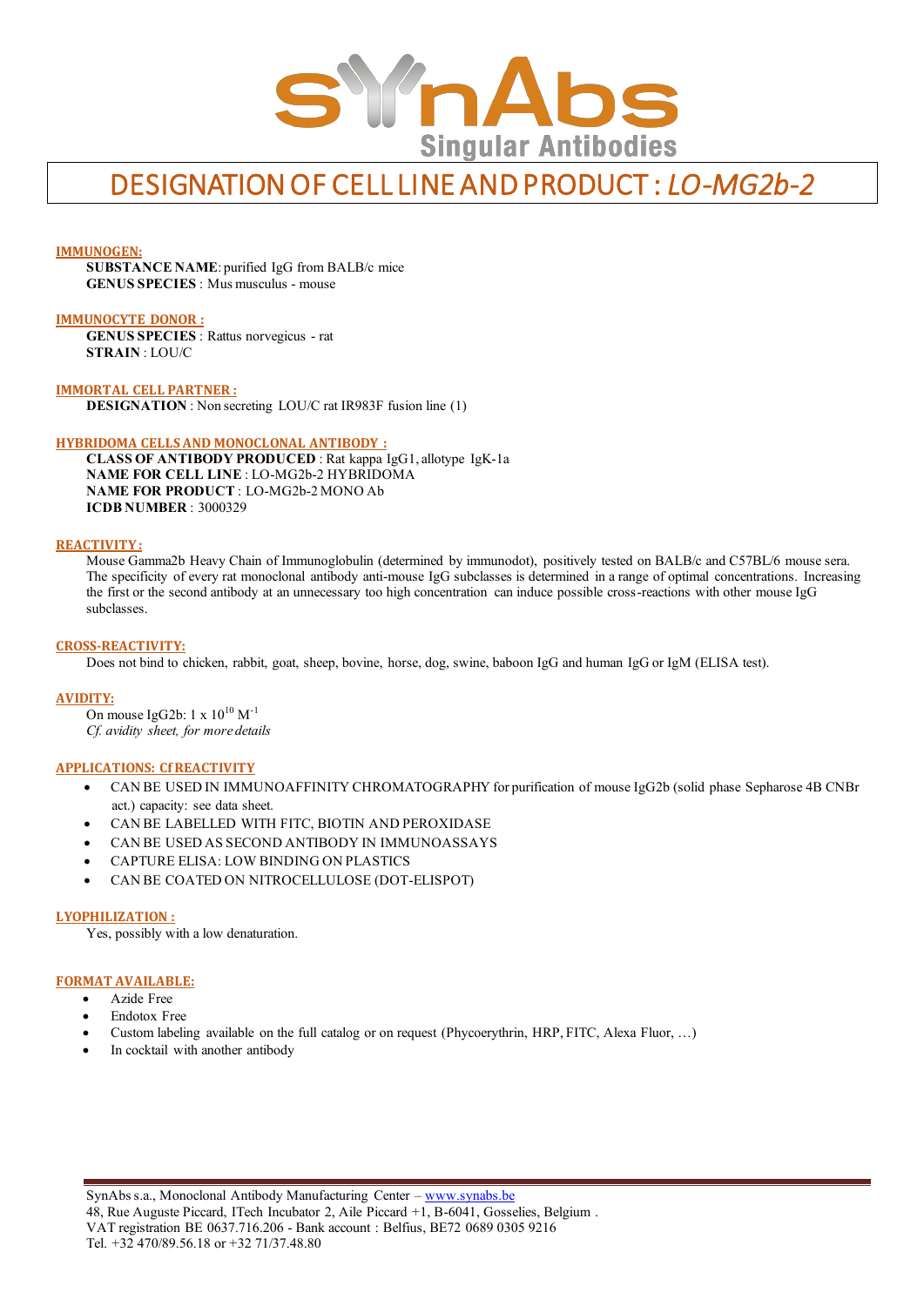SynAbs
Singular Antibodies

# DESIGNATION OF CELL LINE AND PRODUCT : *LO-MG2b-2*

## IMMUNOGEN:

**SUBSTANCE NAME**: purified IgG from BALB/c mice
**GENUS SPECIES** : Mus musculus - mouse

## IMMUNOCYTE DONOR :

**GENUS SPECIES** : Rattus norvegicus - rat
**STRAIN** : LOU/C

## IMMORTAL CELL PARTNER :

**DESIGNATION** : Non secreting LOU/C rat IR983F fusion line (1)

## HYBRIDOMA CELLS AND MONOCLONAL ANTIBODY :

**CLASS OF ANTIBODY PRODUCED** : Rat kappa IgG1, allotype IgK-1a
**NAME FOR CELL LINE** : LO-MG2b-2 HYBRIDOMA
**NAME FOR PRODUCT** : LO-MG2b-2 MONO Ab
**ICDB NUMBER** : 3000329

## REACTIVITY :

Mouse Gamma2b Heavy Chain of Immunoglobulin (determined by immunodot), positively tested on BALB/c and C57BL/6 mouse sera. The specificity of every rat monoclonal antibody anti-mouse IgG subclasses is determined in a range of optimal concentrations. Increasing the first or the second antibody at an unnecessary too high concentration can induce possible cross-reactions with other mouse IgG subclasses.

## CROSS-REACTIVITY:

Does not bind to chicken, rabbit, goat, sheep, bovine, horse, dog, swine, baboon IgG and human IgG or IgM (ELISA test).

## AVIDITY:

On mouse IgG2b: $1 \times 10^{10}$ $M^{-1}$
*Cf. avidity sheet, for more details*

## APPLICATIONS: Cf REACTIVITY

- CAN BE USED IN IMMUNOAFFINITY CHROMATOGRAPHY for purification of mouse IgG2b (solid phase Sepharose 4B CNBr act.) capacity: see data sheet.
- CAN BE LABELLED WITH FITC, BIOTIN AND PEROXIDASE
- CAN BE USED AS SECOND ANTIBODY IN IMMUNOASSAYS
- CAPTURE ELISA: LOW BINDING ON PLASTICS
- CAN BE COATED ON NITROCELLULOSE (DOT-ELISPOT)

## LYOPHILIZATION :

Yes, possibly with a low denaturation.

## FORMAT AVAILABLE:

- Azide Free
- Endotox Free
- Custom labeling available on the full catalog or on request (Phycoerythrin, HRP, FITC, Alexa Fluor, …)
- In cocktail with another antibody

SynAbs s.a., Monoclonal Antibody Manufacturing Center – www.synabs.be
48, Rue Auguste Piccard, ITech Incubator 2, Aile Piccard +1, B-6041, Gosselies, Belgium .
VAT registration BE 0637.716.206 - Bank account : Belfius, BE72 0689 0305 9216
Tel. +32 470/89.56.18 or +32 71/37.48.80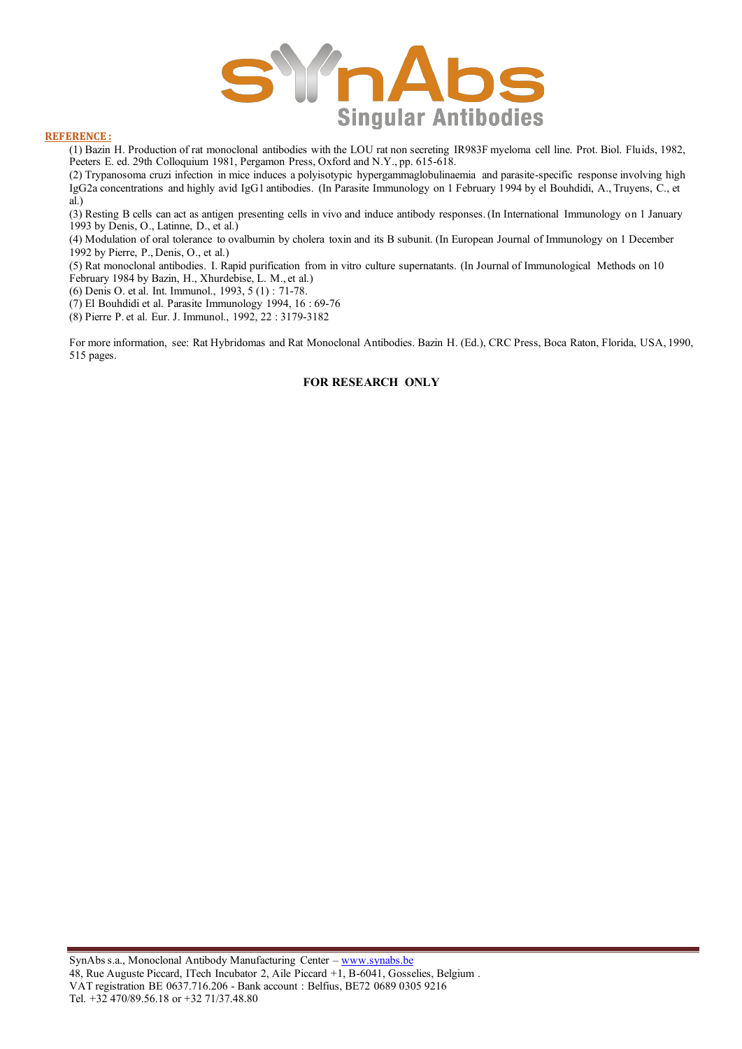**REFERENCE :**

(1) Bazin H. Production of rat monoclonal antibodies with the LOU rat non secreting IR983F myeloma cell line. Prot. Biol. Fluids, 1982, Peeters E. ed. 29th Colloquium 1981, Pergamon Press, Oxford and N.Y., pp. 615-618.

(2) Trypanosoma cruzi infection in mice induces a polyisotypic hypergammaglobulinaemia and parasite-specific response involving high IgG2a concentrations and highly avid IgG1 antibodies. (In Parasite Immunology on 1 February 1994 by el Bouhdidi, A., Truyens, C., et al.)

(3) Resting B cells can act as antigen presenting cells in vivo and induce antibody responses. (In International Immunology on 1 January 1993 by Denis, O., Latinne, D., et al.)

(4) Modulation of oral tolerance to ovalbumin by cholera toxin and its B subunit. (In European Journal of Immunology on 1 December 1992 by Pierre, P., Denis, O., et al.)

(5) Rat monoclonal antibodies. I. Rapid purification from in vitro culture supernatants. (In Journal of Immunological Methods on 10 February 1984 by Bazin, H., Xhurdebise, L. M., et al.)

(6) Denis O. et al. Int. Immunol., 1993, 5 (1) : 71-78.

(7) El Bouhdidi et al. Parasite Immunology 1994, 16 : 69-76

(8) Pierre P. et al. Eur. J. Immunol., 1992, 22 : 3179-3182

For more information, see: Rat Hybridomas and Rat Monoclonal Antibodies. Bazin H. (Ed.), CRC Press, Boca Raton, Florida, USA, 1990, 515 pages.

**FOR RESEARCH ONLY**

SynAbs s.a., Monoclonal Antibody Manufacturing Center – www.synabs.be
48, Rue Auguste Piccard, ITech Incubator 2, Aile Piccard +1, B-6041, Gosselies, Belgium .
VAT registration BE 0637.716.206 - Bank account : Belfius, BE72 0689 0305 9216
Tel. +32 470/89.56.18 or +32 71/37.48.80